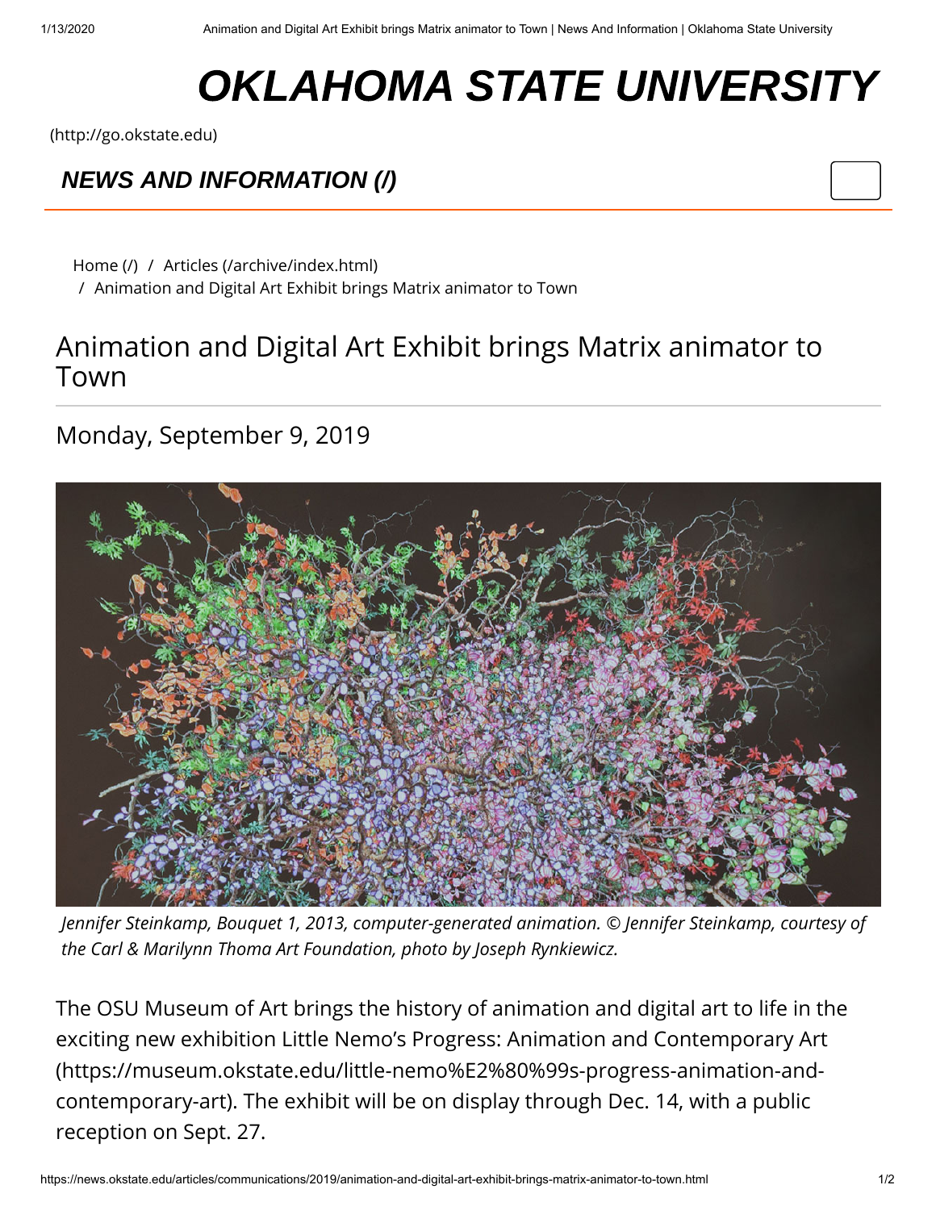# OKLAHOMA STATE UNIVERSITY

(http://go.okstate.edu)

**NEWS AND INFORMATION (/)**

Home (/) / Articles (/archive/index.html) / Animation and Digital Art Exhibit brings Matrix animator to Town

## Animation and Digital Art Exhibit brings Matrix animator to Town

Monday, September 9, 2019

*Jennifer Steinkamp, Bouquet 1, 2013, computer-generated animation. © Jennifer Steinkamp, courtesy of the Carl & Marilynn Thoma Art Foundation, photo by Joseph Rynkiewicz.*

The OSU Museum of Art brings the history of animation and digital art to life in the exciting new exhibition Little Nemo's Progress: Animation and Contemporary Art (https://museum.okstate.edu/little-nemo%E2%80%99s-progress-animation-and-contemporary-art). The exhibit will be on display through Dec. 14, with a public reception on Sept. 27.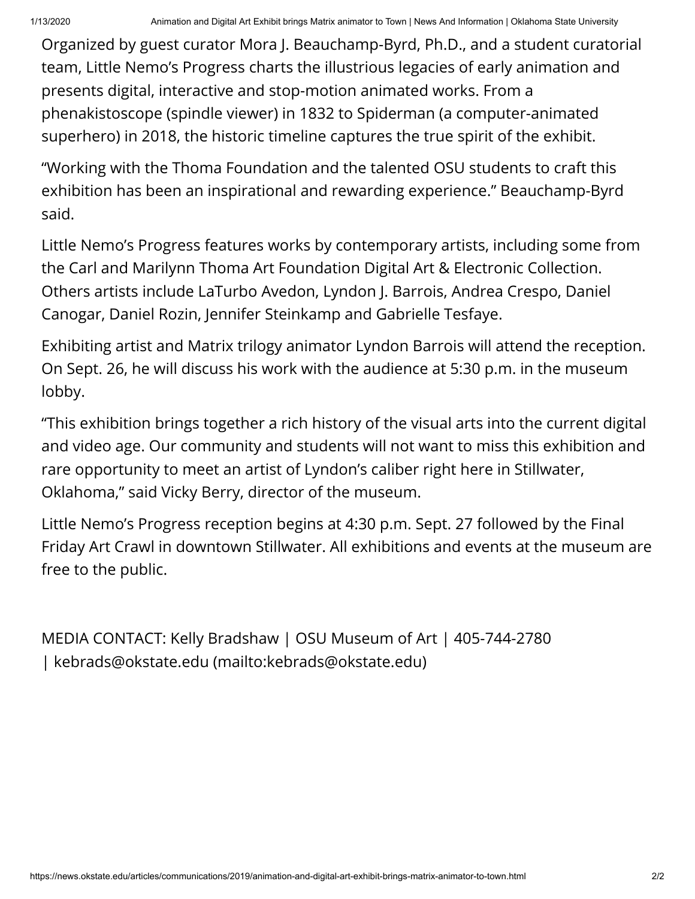Organized by guest curator Mora J. Beauchamp-Byrd, Ph.D., and a student curatorial team, Little Nemo's Progress charts the illustrious legacies of early animation and presents digital, interactive and stop-motion animated works. From a phenakistoscope (spindle viewer) in 1832 to Spiderman (a computer-animated superhero) in 2018, the historic timeline captures the true spirit of the exhibit.

"Working with the Thoma Foundation and the talented OSU students to craft this exhibition has been an inspirational and rewarding experience." Beauchamp-Byrd said.

Little Nemo's Progress features works by contemporary artists, including some from the Carl and Marilynn Thoma Art Foundation Digital Art & Electronic Collection. Others artists include LaTurbo Avedon, Lyndon J. Barrois, Andrea Crespo, Daniel Canogar, Daniel Rozin, Jennifer Steinkamp and Gabrielle Tesfaye.

Exhibiting artist and Matrix trilogy animator Lyndon Barrois will attend the reception. On Sept. 26, he will discuss his work with the audience at 5:30 p.m. in the museum lobby.

"This exhibition brings together a rich history of the visual arts into the current digital and video age. Our community and students will not want to miss this exhibition and rare opportunity to meet an artist of Lyndon's caliber right here in Stillwater, Oklahoma," said Vicky Berry, director of the museum.

Little Nemo's Progress reception begins at 4:30 p.m. Sept. 27 followed by the Final Friday Art Crawl in downtown Stillwater. All exhibitions and events at the museum are free to the public.

MEDIA CONTACT: Kelly Bradshaw | OSU Museum of Art | 405-744-2780 | kebrads@okstate.edu (mailto:kebrads@okstate.edu)